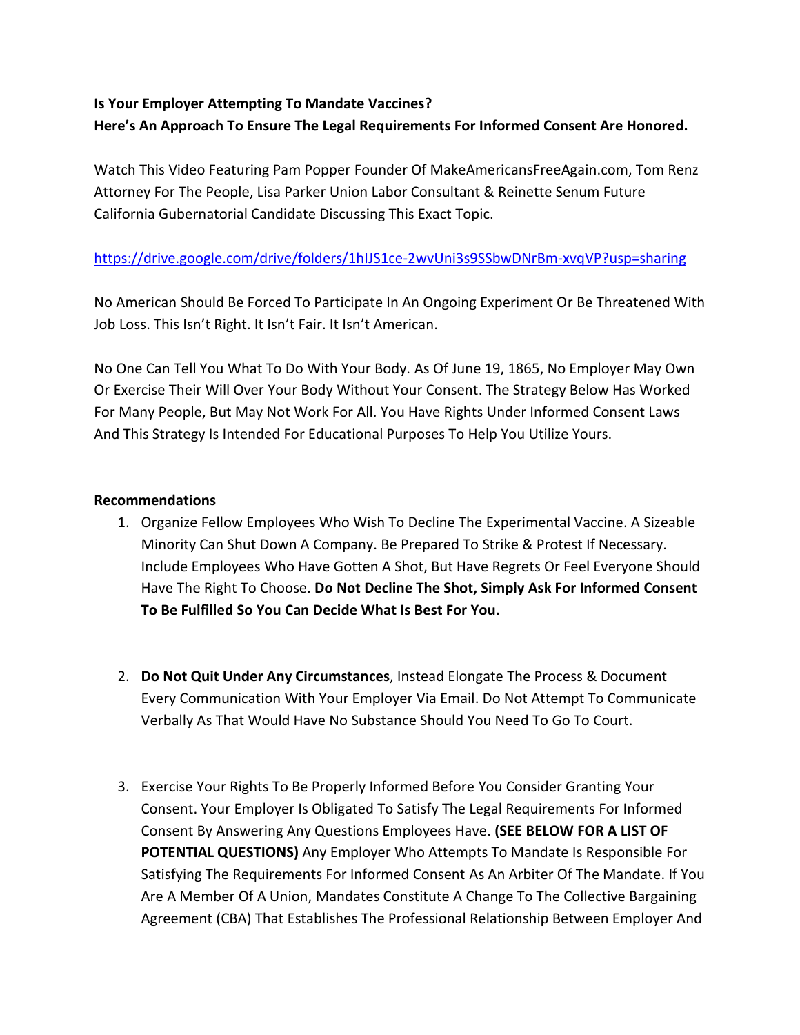**Is Your Employer Attempting To Mandate Vaccines?**
**Here's An Approach To Ensure The Legal Requirements For Informed Consent Are Honored.**

Watch This Video Featuring Pam Popper Founder Of MakeAmericansFreeAgain.com, Tom Renz Attorney For The People, Lisa Parker Union Labor Consultant & Reinette Senum Future California Gubernatorial Candidate Discussing This Exact Topic.

https://drive.google.com/drive/folders/1hIJS1ce-2wvUni3s9SSbwDNrBm-xvqVP?usp=sharing

No American Should Be Forced To Participate In An Ongoing Experiment Or Be Threatened With Job Loss. This Isn't Right. It Isn't Fair. It Isn't American.

No One Can Tell You What To Do With Your Body. As Of June 19, 1865, No Employer May Own Or Exercise Their Will Over Your Body Without Your Consent. The Strategy Below Has Worked For Many People, But May Not Work For All. You Have Rights Under Informed Consent Laws And This Strategy Is Intended For Educational Purposes To Help You Utilize Yours.

**Recommendations**

1. Organize Fellow Employees Who Wish To Decline The Experimental Vaccine. A Sizeable Minority Can Shut Down A Company. Be Prepared To Strike & Protest If Necessary. Include Employees Who Have Gotten A Shot, But Have Regrets Or Feel Everyone Should Have The Right To Choose. **Do Not Decline The Shot, Simply Ask For Informed Consent To Be Fulfilled So You Can Decide What Is Best For You.**

2. **Do Not Quit Under Any Circumstances**, Instead Elongate The Process & Document Every Communication With Your Employer Via Email. Do Not Attempt To Communicate Verbally As That Would Have No Substance Should You Need To Go To Court.

3. Exercise Your Rights To Be Properly Informed Before You Consider Granting Your Consent. Your Employer Is Obligated To Satisfy The Legal Requirements For Informed Consent By Answering Any Questions Employees Have. **(SEE BELOW FOR A LIST OF POTENTIAL QUESTIONS)** Any Employer Who Attempts To Mandate Is Responsible For Satisfying The Requirements For Informed Consent As An Arbiter Of The Mandate. If You Are A Member Of A Union, Mandates Constitute A Change To The Collective Bargaining Agreement (CBA) That Establishes The Professional Relationship Between Employer And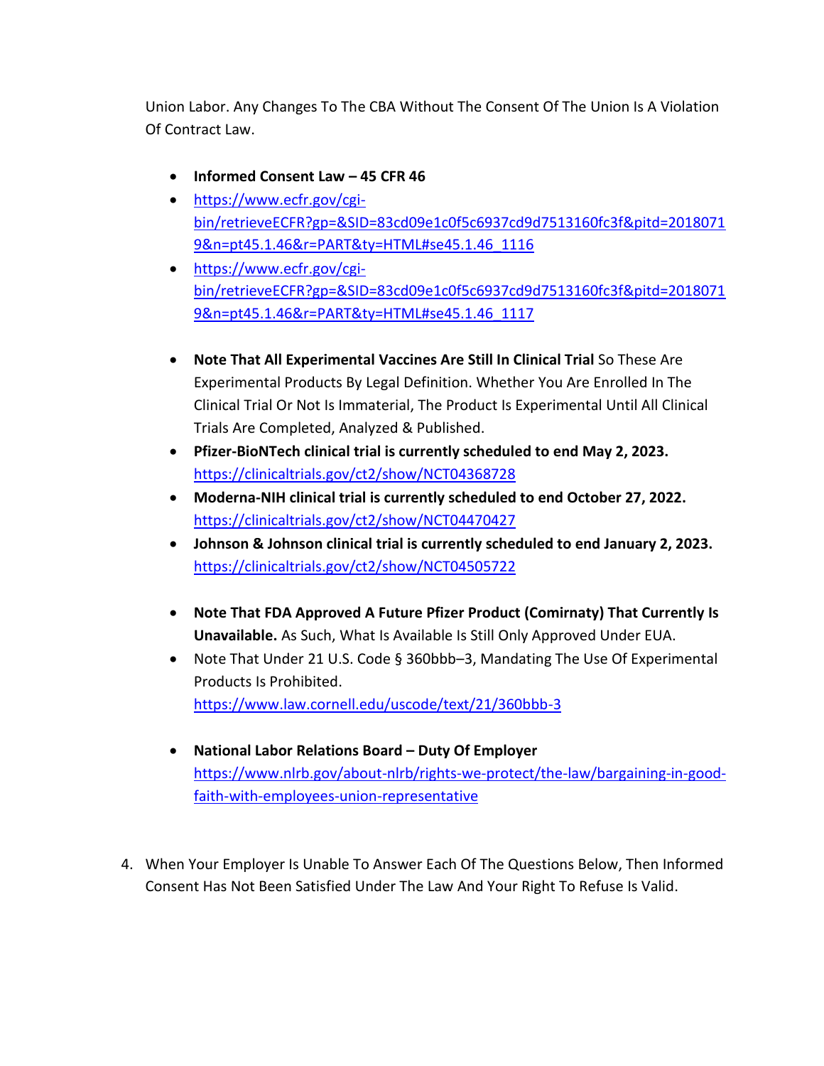Union Labor. Any Changes To The CBA Without The Consent Of The Union Is A Violation Of Contract Law.

- **Informed Consent Law – 45 CFR 46**
- https://www.ecfr.gov/cgi-bin/retrieveECFR?gp=&SID=83cd09e1c0f5c6937cd9d7513160fc3f&pitd=20180719&n=pt45.1.46&r=PART&ty=HTML#se45.1.46_1116
- https://www.ecfr.gov/cgi-bin/retrieveECFR?gp=&SID=83cd09e1c0f5c6937cd9d7513160fc3f&pitd=20180719&n=pt45.1.46&r=PART&ty=HTML#se45.1.46_1117

- **Note That All Experimental Vaccines Are Still In Clinical Trial** So These Are Experimental Products By Legal Definition. Whether You Are Enrolled In The Clinical Trial Or Not Is Immaterial, The Product Is Experimental Until All Clinical Trials Are Completed, Analyzed & Published.
- **Pfizer-BioNTech clinical trial is currently scheduled to end May 2, 2023.** https://clinicaltrials.gov/ct2/show/NCT04368728
- **Moderna-NIH clinical trial is currently scheduled to end October 27, 2022.** https://clinicaltrials.gov/ct2/show/NCT04470427
- **Johnson & Johnson clinical trial is currently scheduled to end January 2, 2023.** https://clinicaltrials.gov/ct2/show/NCT04505722

- **Note That FDA Approved A Future Pfizer Product (Comirnaty) That Currently Is Unavailable.** As Such, What Is Available Is Still Only Approved Under EUA.
- Note That Under 21 U.S. Code § 360bbb–3, Mandating The Use Of Experimental Products Is Prohibited. https://www.law.cornell.edu/uscode/text/21/360bbb-3

- **National Labor Relations Board – Duty Of Employer** https://www.nlrb.gov/about-nlrb/rights-we-protect/the-law/bargaining-in-good-faith-with-employees-union-representative

4. When Your Employer Is Unable To Answer Each Of The Questions Below, Then Informed Consent Has Not Been Satisfied Under The Law And Your Right To Refuse Is Valid.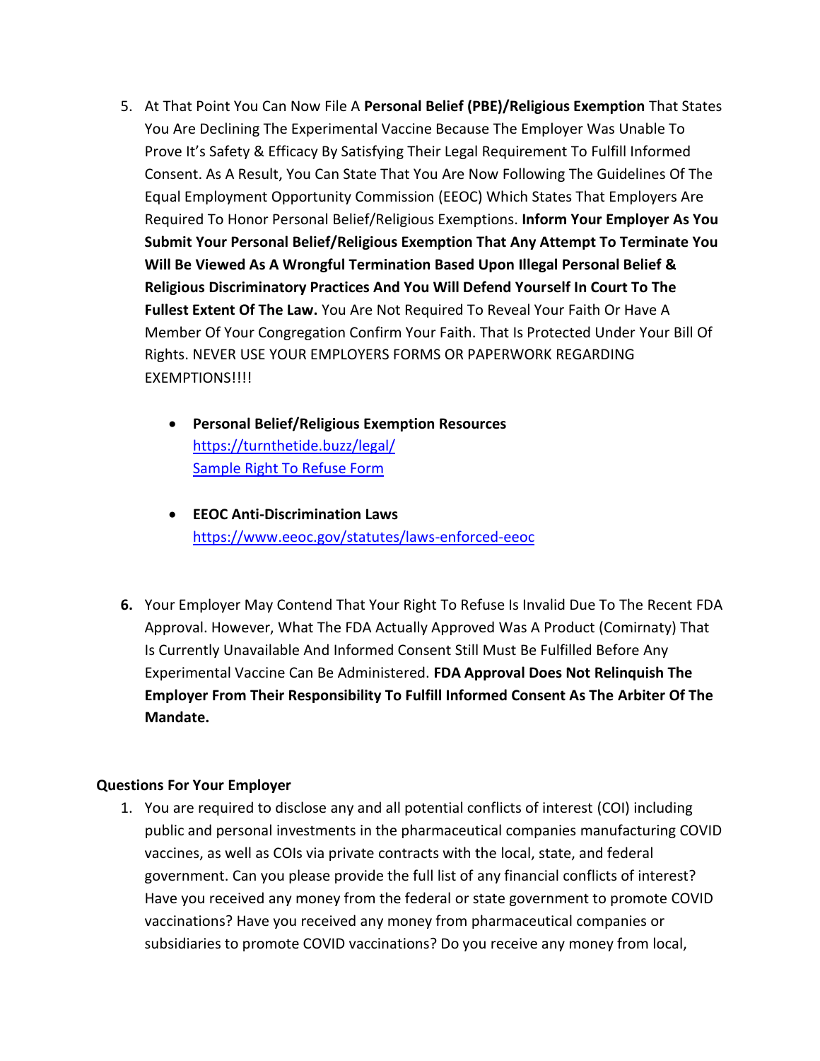5. At That Point You Can Now File A **Personal Belief (PBE)/Religious Exemption** That States You Are Declining The Experimental Vaccine Because The Employer Was Unable To Prove It's Safety & Efficacy By Satisfying Their Legal Requirement To Fulfill Informed Consent. As A Result, You Can State That You Are Now Following The Guidelines Of The Equal Employment Opportunity Commission (EEOC) Which States That Employers Are Required To Honor Personal Belief/Religious Exemptions. **Inform Your Employer As You Submit Your Personal Belief/Religious Exemption That Any Attempt To Terminate You Will Be Viewed As A Wrongful Termination Based Upon Illegal Personal Belief & Religious Discriminatory Practices And You Will Defend Yourself In Court To The Fullest Extent Of The Law.** You Are Not Required To Reveal Your Faith Or Have A Member Of Your Congregation Confirm Your Faith. That Is Protected Under Your Bill Of Rights. NEVER USE YOUR EMPLOYERS FORMS OR PAPERWORK REGARDING EXEMPTIONS!!!!

   - **Personal Belief/Religious Exemption Resources**
     https://turnthetide.buzz/legal/
     Sample Right To Refuse Form

   - **EEOC Anti-Discrimination Laws**
     https://www.eeoc.gov/statutes/laws-enforced-eeoc

6. Your Employer May Contend That Your Right To Refuse Is Invalid Due To The Recent FDA Approval. However, What The FDA Actually Approved Was A Product (Comirnaty) That Is Currently Unavailable And Informed Consent Still Must Be Fulfilled Before Any Experimental Vaccine Can Be Administered. **FDA Approval Does Not Relinquish The Employer From Their Responsibility To Fulfill Informed Consent As The Arbiter Of The Mandate.**

**Questions For Your Employer**

1. You are required to disclose any and all potential conflicts of interest (COI) including public and personal investments in the pharmaceutical companies manufacturing COVID vaccines, as well as COIs via private contracts with the local, state, and federal government. Can you please provide the full list of any financial conflicts of interest? Have you received any money from the federal or state government to promote COVID vaccinations? Have you received any money from pharmaceutical companies or subsidiaries to promote COVID vaccinations? Do you receive any money from local,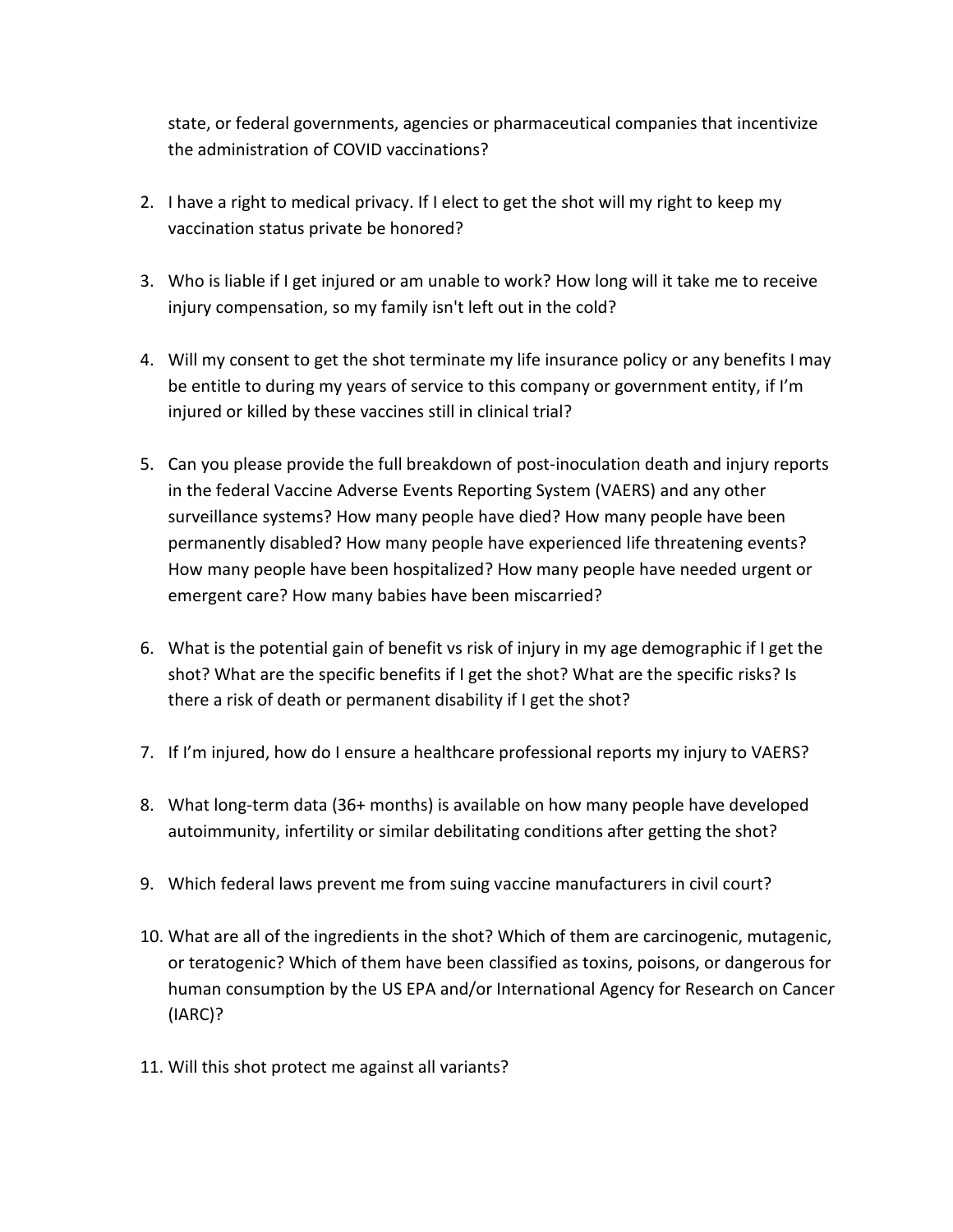state, or federal governments, agencies or pharmaceutical companies that incentivize the administration of COVID vaccinations?

2. I have a right to medical privacy. If I elect to get the shot will my right to keep my vaccination status private be honored?

3. Who is liable if I get injured or am unable to work? How long will it take me to receive injury compensation, so my family isn't left out in the cold?

4. Will my consent to get the shot terminate my life insurance policy or any benefits I may be entitle to during my years of service to this company or government entity, if I'm injured or killed by these vaccines still in clinical trial?

5. Can you please provide the full breakdown of post-inoculation death and injury reports in the federal Vaccine Adverse Events Reporting System (VAERS) and any other surveillance systems? How many people have died? How many people have been permanently disabled? How many people have experienced life threatening events? How many people have been hospitalized? How many people have needed urgent or emergent care? How many babies have been miscarried?

6. What is the potential gain of benefit vs risk of injury in my age demographic if I get the shot? What are the specific benefits if I get the shot? What are the specific risks? Is there a risk of death or permanent disability if I get the shot?

7. If I'm injured, how do I ensure a healthcare professional reports my injury to VAERS?

8. What long-term data (36+ months) is available on how many people have developed autoimmunity, infertility or similar debilitating conditions after getting the shot?

9. Which federal laws prevent me from suing vaccine manufacturers in civil court?

10. What are all of the ingredients in the shot? Which of them are carcinogenic, mutagenic, or teratogenic? Which of them have been classified as toxins, poisons, or dangerous for human consumption by the US EPA and/or International Agency for Research on Cancer (IARC)?

11. Will this shot protect me against all variants?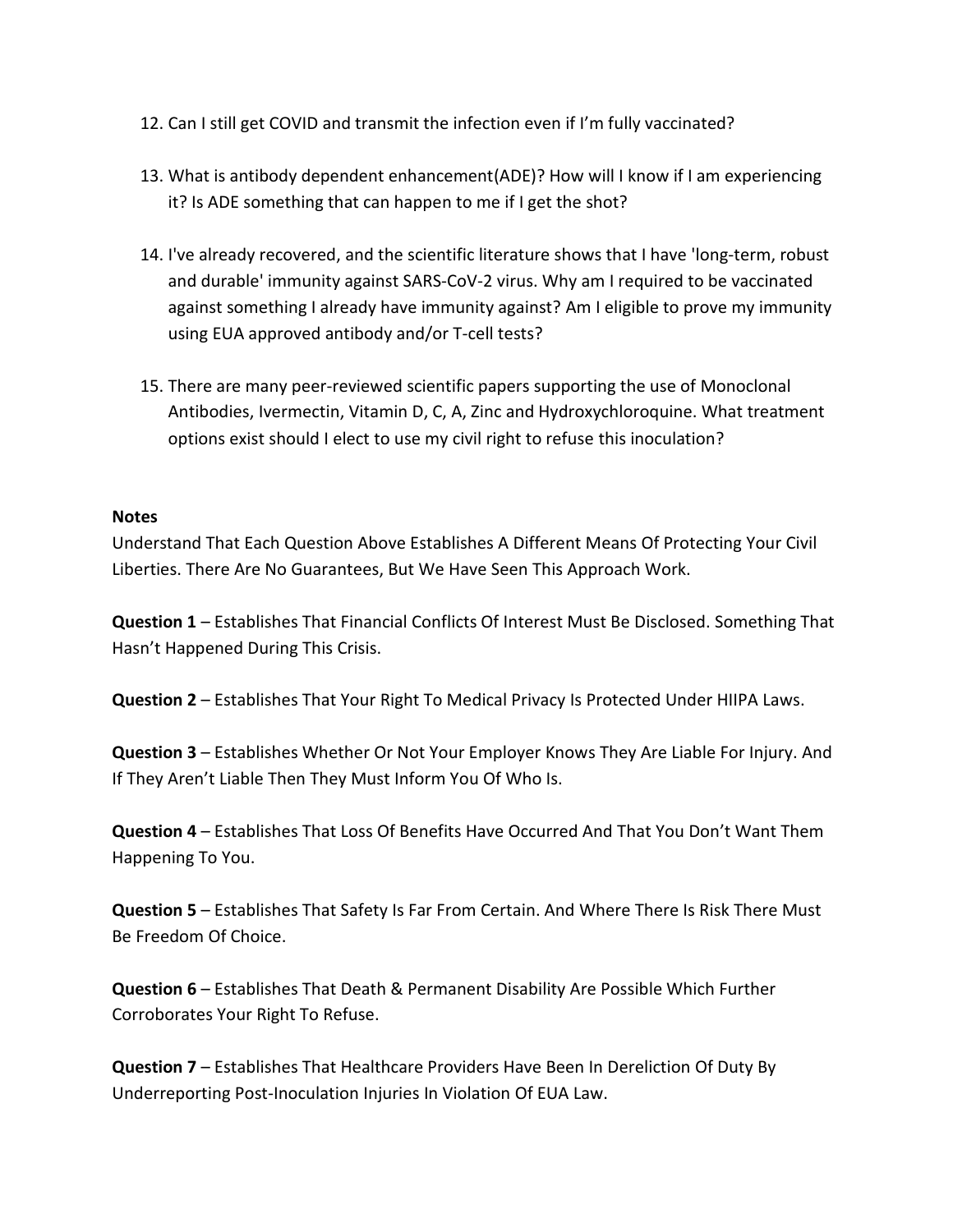12. Can I still get COVID and transmit the infection even if I'm fully vaccinated?

13. What is antibody dependent enhancement(ADE)? How will I know if I am experiencing it? Is ADE something that can happen to me if I get the shot?

14. I've already recovered, and the scientific literature shows that I have 'long-term, robust and durable' immunity against SARS-CoV-2 virus. Why am I required to be vaccinated against something I already have immunity against? Am I eligible to prove my immunity using EUA approved antibody and/or T-cell tests?

15. There are many peer-reviewed scientific papers supporting the use of Monoclonal Antibodies, Ivermectin, Vitamin D, C, A, Zinc and Hydroxychloroquine. What treatment options exist should I elect to use my civil right to refuse this inoculation?

**Notes**

Understand That Each Question Above Establishes A Different Means Of Protecting Your Civil Liberties. There Are No Guarantees, But We Have Seen This Approach Work.

**Question 1** – Establishes That Financial Conflicts Of Interest Must Be Disclosed. Something That Hasn't Happened During This Crisis.

**Question 2** – Establishes That Your Right To Medical Privacy Is Protected Under HIIPA Laws.

**Question 3** – Establishes Whether Or Not Your Employer Knows They Are Liable For Injury. And If They Aren't Liable Then They Must Inform You Of Who Is.

**Question 4** – Establishes That Loss Of Benefits Have Occurred And That You Don't Want Them Happening To You.

**Question 5** – Establishes That Safety Is Far From Certain. And Where There Is Risk There Must Be Freedom Of Choice.

**Question 6** – Establishes That Death & Permanent Disability Are Possible Which Further Corroborates Your Right To Refuse.

**Question 7** – Establishes That Healthcare Providers Have Been In Dereliction Of Duty By Underreporting Post-Inoculation Injuries In Violation Of EUA Law.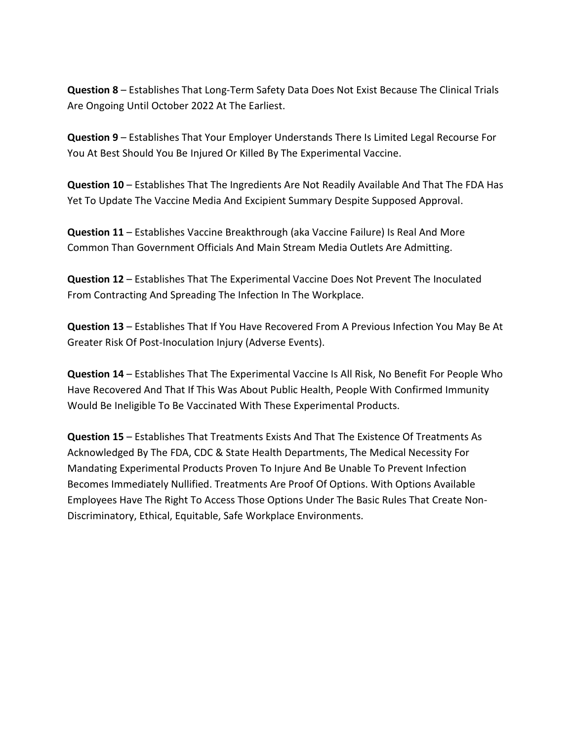**Question 8** – Establishes That Long-Term Safety Data Does Not Exist Because The Clinical Trials Are Ongoing Until October 2022 At The Earliest.

**Question 9** – Establishes That Your Employer Understands There Is Limited Legal Recourse For You At Best Should You Be Injured Or Killed By The Experimental Vaccine.

**Question 10** – Establishes That The Ingredients Are Not Readily Available And That The FDA Has Yet To Update The Vaccine Media And Excipient Summary Despite Supposed Approval.

**Question 11** – Establishes Vaccine Breakthrough (aka Vaccine Failure) Is Real And More Common Than Government Officials And Main Stream Media Outlets Are Admitting.

**Question 12** – Establishes That The Experimental Vaccine Does Not Prevent The Inoculated From Contracting And Spreading The Infection In The Workplace.

**Question 13** – Establishes That If You Have Recovered From A Previous Infection You May Be At Greater Risk Of Post-Inoculation Injury (Adverse Events).

**Question 14** – Establishes That The Experimental Vaccine Is All Risk, No Benefit For People Who Have Recovered And That If This Was About Public Health, People With Confirmed Immunity Would Be Ineligible To Be Vaccinated With These Experimental Products.

**Question 15** – Establishes That Treatments Exists And That The Existence Of Treatments As Acknowledged By The FDA, CDC & State Health Departments, The Medical Necessity For Mandating Experimental Products Proven To Injure And Be Unable To Prevent Infection Becomes Immediately Nullified. Treatments Are Proof Of Options. With Options Available Employees Have The Right To Access Those Options Under The Basic Rules That Create Non-Discriminatory, Ethical, Equitable, Safe Workplace Environments.